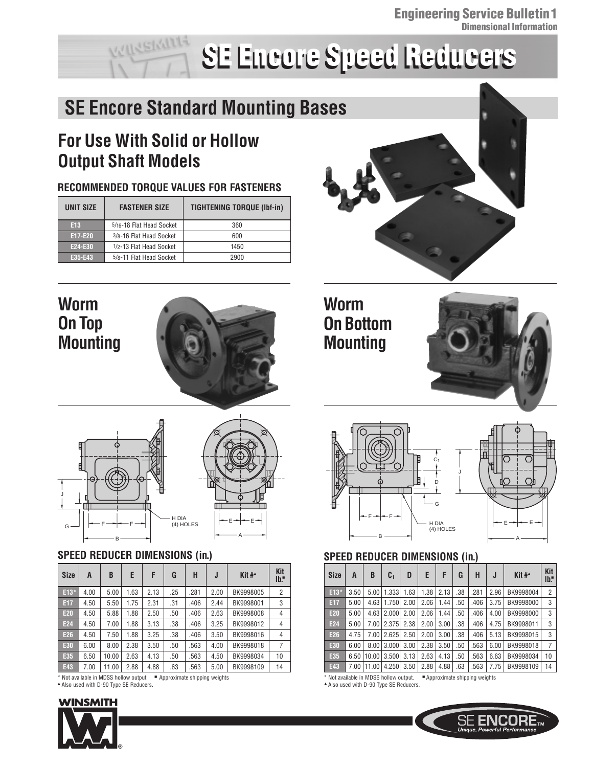# SE Encore Speed Reducers

Engineering Service Bulletin 1
Dimensional Information

## SE Encore Standard Mounting Bases

## For Use With Solid or Hollow Output Shaft Models

### RECOMMENDED TORQUE VALUES FOR FASTENERS

| UNIT SIZE | FASTENER SIZE | TIGHTENING TORQUE (lbf-in) |
|---|---|---|
| E13 | 5/16-18 Flat Head Socket | 360 |
| E17-E20 | 3/8-16 Flat Head Socket | 600 |
| E24-E30 | 1/2-13 Flat Head Socket | 1450 |
| E35-E43 | 5/8-11 Flat Head Socket | 2900 |

## Worm On Top Mounting

### SPEED REDUCER DIMENSIONS (in.)

| Size | A | B | E | F | G | H | J | Kit #▲ | Kit lb.■ |
|---|---|---|---|---|---|---|---|---|---|
| E13* | 4.00 | 5.00 | 1.63 | 2.13 | .25 | .281 | 2.00 | BK9998005 | 2 |
| E17 | 4.50 | 5.50 | 1.75 | 2.31 | .31 | .406 | 2.44 | BK9998001 | 3 |
| E20 | 4.50 | 5.88 | 1.88 | 2.50 | .50 | .406 | 2.63 | BK9998008 | 4 |
| E24 | 4.50 | 7.00 | 1.88 | 3.13 | .38 | .406 | 3.25 | BK9998012 | 4 |
| E26 | 4.50 | 7.50 | 1.88 | 3.25 | .38 | .406 | 3.50 | BK9998016 | 4 |
| E30 | 6.00 | 8.00 | 2.38 | 3.50 | .50 | .563 | 4.00 | BK9998018 | 7 |
| E35 | 6.50 | 10.00 | 2.63 | 4.13 | .50 | .563 | 4.50 | BK9998034 | 10 |
| E43 | 7.00 | 11.00 | 2.88 | 4.88 | .63 | .563 | 5.00 | BK9998109 | 14 |

\* Not available in MDSS hollow output ■ Approximate shipping weights
▲ Also used with D-90 Type SE Reducers.

## Worm On Bottom Mounting

### SPEED REDUCER DIMENSIONS (in.)

| Size | A | B | $C_1$ | D | E | F | G | H | J | Kit #▲ | Kit lb.■ |
|---|---|---|---|---|---|---|---|---|---|---|---|
| E13* | 3.50 | 5.00 | 1.333 | 1.63 | 1.38 | 2.13 | .38 | .281 | 2.96 | BK9998004 | 2 |
| E17 | 5.00 | 4.63 | 1.750 | 2.00 | 2.06 | 1.44 | .50 | .406 | 3.75 | BK9998000 | 3 |
| E20 | 5.00 | 4.63 | 2.000 | 2.00 | 2.06 | 1.44 | .50 | .406 | 4.00 | BK9998000 | 3 |
| E24 | 5.00 | 7.00 | 2.375 | 2.38 | 2.00 | 3.00 | .38 | .406 | 4.75 | BK9998011 | 3 |
| E26 | 4.75 | 7.00 | 2.625 | 2.50 | 2.00 | 3.00 | .38 | .406 | 5.13 | BK9998015 | 3 |
| E30 | 6.00 | 8.00 | 3.000 | 3.00 | 2.38 | 3.50 | .50 | .563 | 6.00 | BK9998018 | 7 |
| E35 | 6.50 | 10.00 | 3.500 | 3.13 | 2.63 | 4.13 | .50 | .563 | 6.63 | BK9998034 | 10 |
| E43 | 7.00 | 11.00 | 4.250 | 3.50 | 2.88 | 4.88 | .63 | .563 | 7.75 | BK9998109 | 14 |

\* Not available in MDSS hollow output. ■ Approximate shipping weights
▲ Also used with D-90 Type SE Reducers.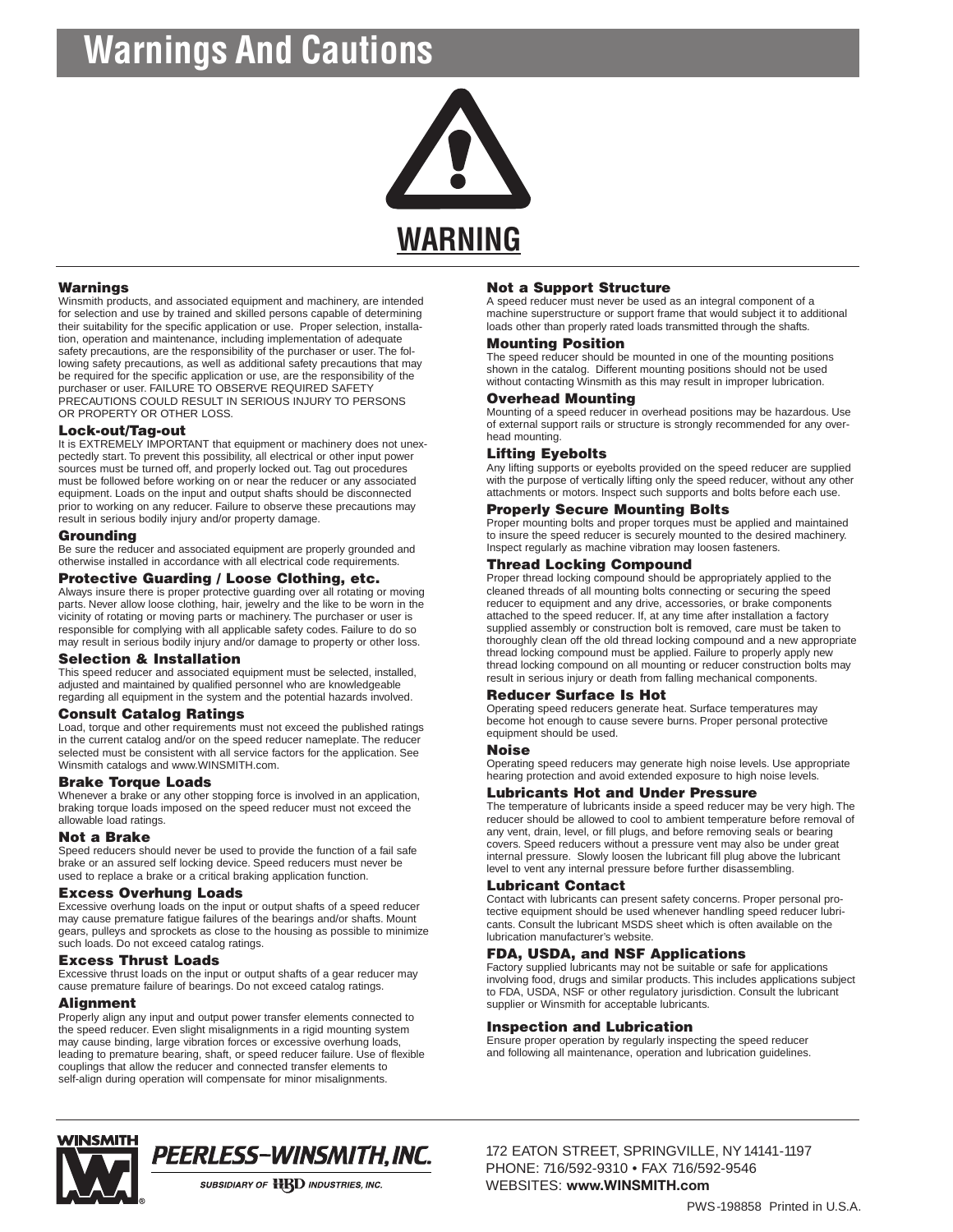# Warnings And Cautions

**WARNING**

### Warnings

Winsmith products, and associated equipment and machinery, are intended for selection and use by trained and skilled persons capable of determining their suitability for the specific application or use. Proper selection, installation, operation and maintenance, including implementation of adequate safety precautions, are the responsibility of the purchaser or user. The following safety precautions, as well as additional safety precautions that may be required for the specific application or use, are the responsibility of the purchaser or user. FAILURE TO OBSERVE REQUIRED SAFETY PRECAUTIONS COULD RESULT IN SERIOUS INJURY TO PERSONS OR PROPERTY OR OTHER LOSS.

### Lock-out/Tag-out

It is EXTREMELY IMPORTANT that equipment or machinery does not unexpectedly start. To prevent this possibility, all electrical or other input power sources must be turned off, and properly locked out. Tag out procedures must be followed before working on or near the reducer or any associated equipment. Loads on the input and output shafts should be disconnected prior to working on any reducer. Failure to observe these precautions may result in serious bodily injury and/or property damage.

### Grounding

Be sure the reducer and associated equipment are properly grounded and otherwise installed in accordance with all electrical code requirements.

### Protective Guarding / Loose Clothing, etc.

Always insure there is proper protective guarding over all rotating or moving parts. Never allow loose clothing, hair, jewelry and the like to be worn in the vicinity of rotating or moving parts or machinery. The purchaser or user is responsible for complying with all applicable safety codes. Failure to do so may result in serious bodily injury and/or damage to property or other loss.

### Selection & Installation

This speed reducer and associated equipment must be selected, installed, adjusted and maintained by qualified personnel who are knowledgeable regarding all equipment in the system and the potential hazards involved.

### Consult Catalog Ratings

Load, torque and other requirements must not exceed the published ratings in the current catalog and/or on the speed reducer nameplate. The reducer selected must be consistent with all service factors for the application. See Winsmith catalogs and www.WINSMITH.com.

### Brake Torque Loads

Whenever a brake or any other stopping force is involved in an application, braking torque loads imposed on the speed reducer must not exceed the allowable load ratings.

### Not a Brake

Speed reducers should never be used to provide the function of a fail safe brake or an assured self locking device. Speed reducers must never be used to replace a brake or a critical braking application function.

### Excess Overhung Loads

Excessive overhung loads on the input or output shafts of a speed reducer may cause premature fatigue failures of the bearings and/or shafts. Mount gears, pulleys and sprockets as close to the housing as possible to minimize such loads. Do not exceed catalog ratings.

### Excess Thrust Loads

Excessive thrust loads on the input or output shafts of a gear reducer may cause premature failure of bearings. Do not exceed catalog ratings.

### Alignment

Properly align any input and output power transfer elements connected to the speed reducer. Even slight misalignments in a rigid mounting system may cause binding, large vibration forces or excessive overhung loads, leading to premature bearing, shaft, or speed reducer failure. Use of flexible couplings that allow the reducer and connected transfer elements to self-align during operation will compensate for minor misalignments.

### Not a Support Structure

A speed reducer must never be used as an integral component of a machine superstructure or support frame that would subject it to additional loads other than properly rated loads transmitted through the shafts.

### Mounting Position

The speed reducer should be mounted in one of the mounting positions shown in the catalog. Different mounting positions should not be used without contacting Winsmith as this may result in improper lubrication.

### Overhead Mounting

Mounting of a speed reducer in overhead positions may be hazardous. Use of external support rails or structure is strongly recommended for any overhead mounting.

### Lifting Eyebolts

Any lifting supports or eyebolts provided on the speed reducer are supplied with the purpose of vertically lifting only the speed reducer, without any other attachments or motors. Inspect such supports and bolts before each use.

### Properly Secure Mounting Bolts

Proper mounting bolts and proper torques must be applied and maintained to insure the speed reducer is securely mounted to the desired machinery. Inspect regularly as machine vibration may loosen fasteners.

### Thread Locking Compound

Proper thread locking compound should be appropriately applied to the cleaned threads of all mounting bolts connecting or securing the speed reducer to equipment and any drive, accessories, or brake components attached to the speed reducer. If, at any time after installation a factory supplied assembly or construction bolt is removed, care must be taken to thoroughly clean off the old thread locking compound and a new appropriate thread locking compound must be applied. Failure to properly apply new thread locking compound on all mounting or reducer construction bolts may result in serious injury or death from falling mechanical components.

### Reducer Surface Is Hot

Operating speed reducers generate heat. Surface temperatures may become hot enough to cause severe burns. Proper personal protective equipment should be used.

### Noise

Operating speed reducers may generate high noise levels. Use appropriate hearing protection and avoid extended exposure to high noise levels.

### Lubricants Hot and Under Pressure

The temperature of lubricants inside a speed reducer may be very high. The reducer should be allowed to cool to ambient temperature before removal of any vent, drain, level, or fill plugs, and before removing seals or bearing covers. Speed reducers without a pressure vent may also be under great internal pressure. Slowly loosen the lubricant fill plug above the lubricant level to vent any internal pressure before further disassembling.

### Lubricant Contact

Contact with lubricants can present safety concerns. Proper personal protective equipment should be used whenever handling speed reducer lubricants. Consult the lubricant MSDS sheet which is often available on the lubrication manufacturer's website.

### FDA, USDA, and NSF Applications

Factory supplied lubricants may not be suitable or safe for applications involving food, drugs and similar products. This includes applications subject to FDA, USDA, NSF or other regulatory jurisdiction. Consult the lubricant supplier or Winsmith for acceptable lubricants.

### Inspection and Lubrication

Ensure proper operation by regularly inspecting the speed reducer and following all maintenance, operation and lubrication guidelines.

WINSMITH

**PEERLESS-WINSMITH, INC.**

SUBSIDIARY OF HBD INDUSTRIES, INC.

172 EATON STREET, SPRINGVILLE, NY 14141-1197
PHONE: 716/592-9310 • FAX 716/592-9546
WEBSITES: **www.WINSMITH.com**

PWS-198858 Printed in U.S.A.